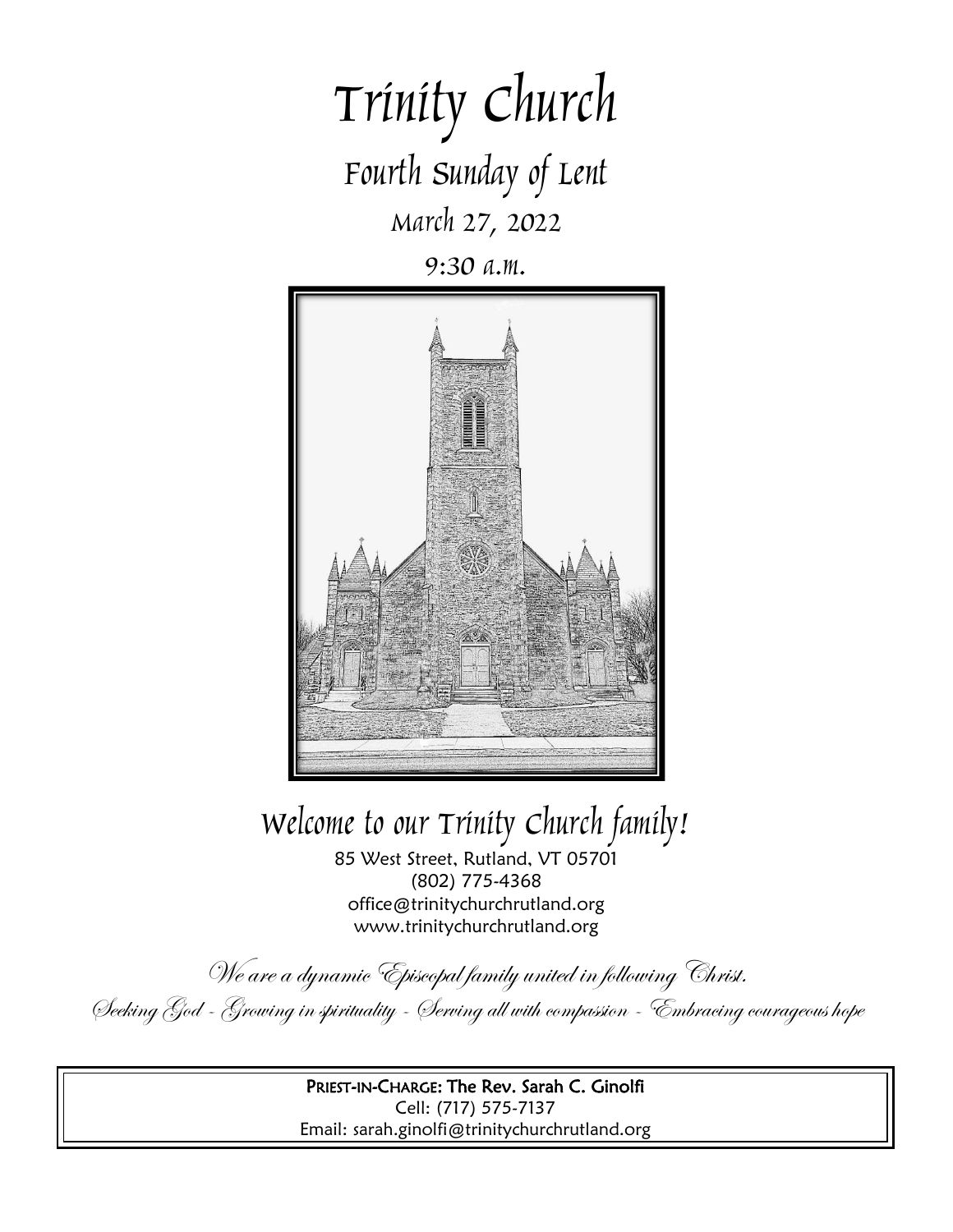# Trinity Church

## Fourth Sunday of Lent

March 27, 2022

9:30 a.m.

## Welcome to our Trinity Church family!

85 West Street, Rutland, VT 05701
(802) 775-4368
office@trinitychurchrutland.org
www.trinitychurchrutland.org

*We are a dynamic Episcopal family united in following Christ.*

*Seeking God - Growing in spirituality - Serving all with compassion - Embracing courageous hope*

**PRIEST-IN-CHARGE: The Rev. Sarah C. Ginolfi**
Cell: (717) 575-7137
Email: sarah.ginolfi@trinitychurchrutland.org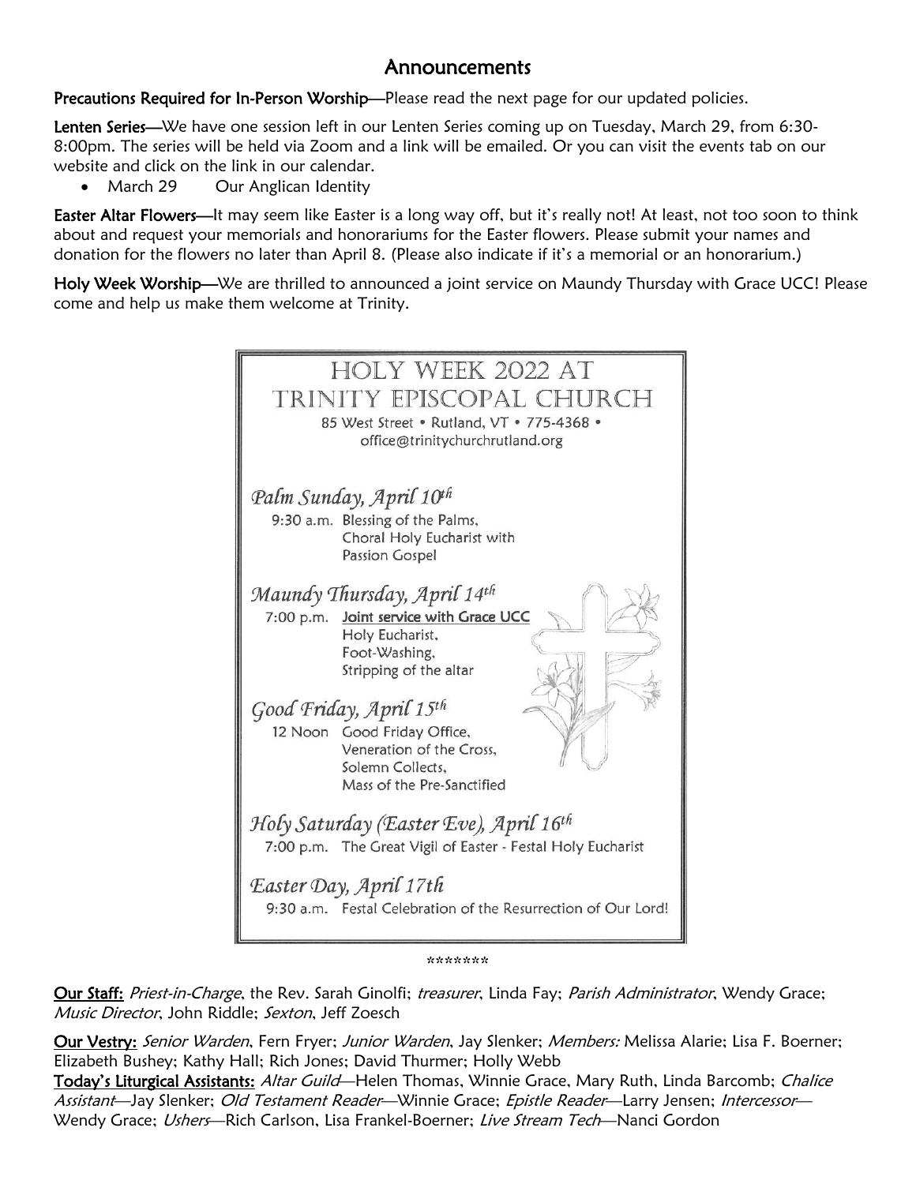# Announcements

**Precautions Required for In-Person Worship**—Please read the next page for our updated policies.

**Lenten Series**—We have one session left in our Lenten Series coming up on Tuesday, March 29, from 6:30-8:00pm. The series will be held via Zoom and a link will be emailed. Or you can visit the events tab on our website and click on the link in our calendar.

- March 29 Our Anglican Identity

**Easter Altar Flowers**—It may seem like Easter is a long way off, but it's really not! At least, not too soon to think about and request your memorials and honorariums for the Easter flowers. Please submit your names and donation for the flowers no later than April 8. (Please also indicate if it's a memorial or an honorarium.)

**Holy Week Worship**—We are thrilled to announced a joint service on Maundy Thursday with Grace UCC! Please come and help us make them welcome at Trinity.

## HOLY WEEK 2022 AT TRINITY EPISCOPAL CHURCH

85 West Street • Rutland, VT • 775-4368 • office@trinitychurchrutland.org

### *Palm Sunday, April 10th*

9:30 a.m. Blessing of the Palms, Choral Holy Eucharist with Passion Gospel

### *Maundy Thursday, April 14th*

7:00 p.m. **Joint service with Grace UCC**
Holy Eucharist,
Foot-Washing,
Stripping of the altar

### *Good Friday, April 15th*

12 Noon Good Friday Office,
Veneration of the Cross,
Solemn Collects,
Mass of the Pre-Sanctified

### *Holy Saturday (Easter Eve), April 16th*

7:00 p.m. The Great Vigil of Easter - Festal Holy Eucharist

### *Easter Day, April 17th*

9:30 a.m. Festal Celebration of the Resurrection of Our Lord!

*******

**Our Staff:** *Priest-in-Charge*, the Rev. Sarah Ginolfi; *treasurer*, Linda Fay; *Parish Administrator*, Wendy Grace; *Music Director*, John Riddle; *Sexton*, Jeff Zoesch

**Our Vestry:** *Senior Warden*, Fern Fryer; *Junior Warden*, Jay Slenker; *Members:* Melissa Alarie; Lisa F. Boerner; Elizabeth Bushey; Kathy Hall; Rich Jones; David Thurmer; Holly Webb

**Today's Liturgical Assistants:** *Altar Guild*—Helen Thomas, Winnie Grace, Mary Ruth, Linda Barcomb; *Chalice Assistant*—Jay Slenker; *Old Testament Reader*—Winnie Grace; *Epistle Reader*—Larry Jensen; *Intercessor*—Wendy Grace; *Ushers*—Rich Carlson, Lisa Frankel-Boerner; *Live Stream Tech*—Nanci Gordon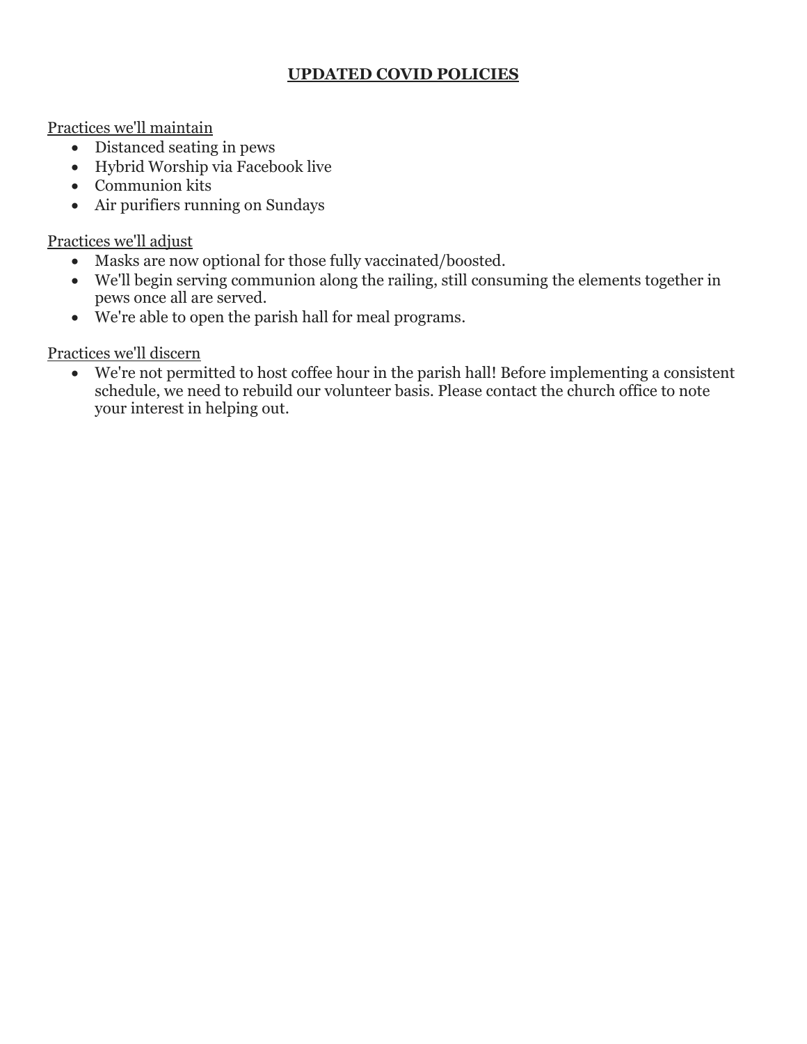# **UPDATED COVID POLICIES**

Practices we'll maintain

- Distanced seating in pews
- Hybrid Worship via Facebook live
- Communion kits
- Air purifiers running on Sundays

Practices we'll adjust

- Masks are now optional for those fully vaccinated/boosted.
- We'll begin serving communion along the railing, still consuming the elements together in pews once all are served.
- We're able to open the parish hall for meal programs.

Practices we'll discern

- We're not permitted to host coffee hour in the parish hall! Before implementing a consistent schedule, we need to rebuild our volunteer basis. Please contact the church office to note your interest in helping out.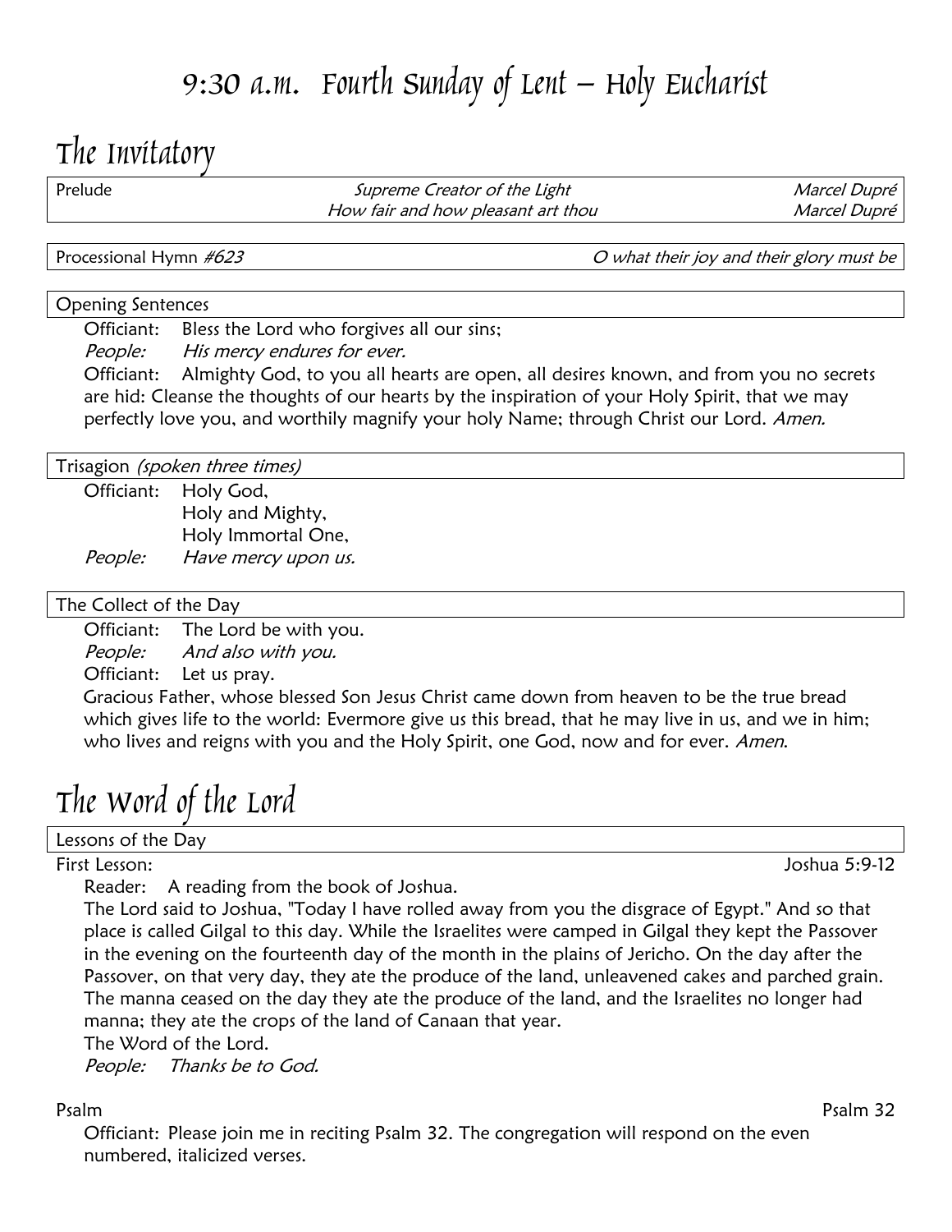# 9:30 a.m. Fourth Sunday of Lent – Holy Eucharist

## The Invitatory

Prelude — *Supreme Creator of the Light* — *Marcel Dupré*
*How fair and how pleasant art thou* — *Marcel Dupré*

Processional Hymn *#623* — *O what their joy and their glory must be*

**Opening Sentences**

Officiant: Bless the Lord who forgives all our sins;
*People: His mercy endures for ever.*
Officiant: Almighty God, to you all hearts are open, all desires known, and from you no secrets are hid: Cleanse the thoughts of our hearts by the inspiration of your Holy Spirit, that we may perfectly love you, and worthily magnify your holy Name; through Christ our Lord. *Amen.*

**Trisagion** *(spoken three times)*

Officiant: Holy God,
Holy and Mighty,
Holy Immortal One,
*People: Have mercy upon us.*

**The Collect of the Day**

Officiant: The Lord be with you.
*People: And also with you.*
Officiant: Let us pray.
Gracious Father, whose blessed Son Jesus Christ came down from heaven to be the true bread which gives life to the world: Evermore give us this bread, that he may live in us, and we in him; who lives and reigns with you and the Holy Spirit, one God, now and for ever. *Amen.*

## The Word of the Lord

**Lessons of the Day**

First Lesson: Joshua 5:9-12

Reader: A reading from the book of Joshua.
The Lord said to Joshua, "Today I have rolled away from you the disgrace of Egypt." And so that place is called Gilgal to this day. While the Israelites were camped in Gilgal they kept the Passover in the evening on the fourteenth day of the month in the plains of Jericho. On the day after the Passover, on that very day, they ate the produce of the land, unleavened cakes and parched grain. The manna ceased on the day they ate the produce of the land, and the Israelites no longer had manna; they ate the crops of the land of Canaan that year.
The Word of the Lord.
*People: Thanks be to God.*

Psalm — Psalm 32

Officiant: Please join me in reciting Psalm 32. The congregation will respond on the even numbered, italicized verses.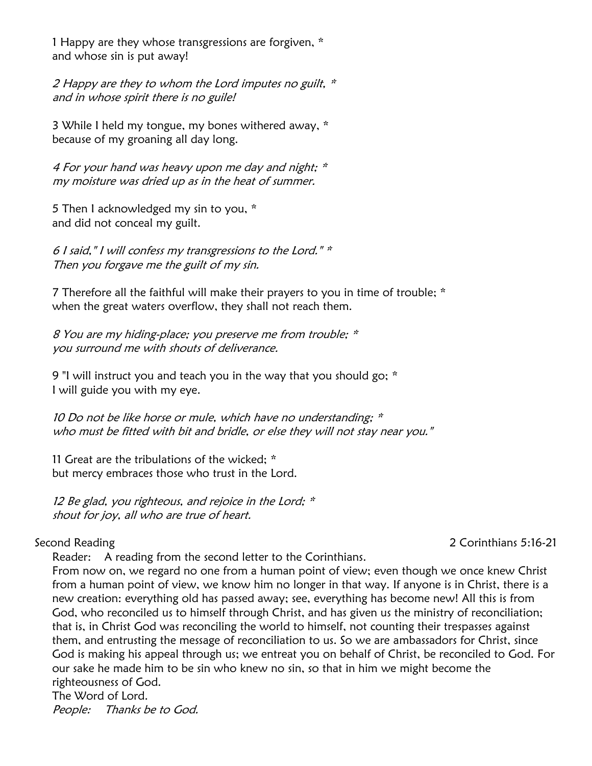1 Happy are they whose transgressions are forgiven, *
and whose sin is put away!

*2 Happy are they to whom the Lord imputes no guilt, **
*and in whose spirit there is no guile!*

3 While I held my tongue, my bones withered away, *
because of my groaning all day long.

*4 For your hand was heavy upon me day and night; **
*my moisture was dried up as in the heat of summer.*

5 Then I acknowledged my sin to you, *
and did not conceal my guilt.

*6 I said," I will confess my transgressions to the Lord." **
*Then you forgave me the guilt of my sin.*

7 Therefore all the faithful will make their prayers to you in time of trouble; *
when the great waters overflow, they shall not reach them.

*8 You are my hiding-place; you preserve me from trouble; **
*you surround me with shouts of deliverance.*

9 "I will instruct you and teach you in the way that you should go; *
I will guide you with my eye.

*10 Do not be like horse or mule, which have no understanding; **
*who must be fitted with bit and bridle, or else they will not stay near you."*

11 Great are the tribulations of the wicked; *
but mercy embraces those who trust in the Lord.

*12 Be glad, you righteous, and rejoice in the Lord; **
*shout for joy, all who are true of heart.*

Second Reading 2 Corinthians 5:16-21

Reader: A reading from the second letter to the Corinthians.

From now on, we regard no one from a human point of view; even though we once knew Christ from a human point of view, we know him no longer in that way. If anyone is in Christ, there is a new creation: everything old has passed away; see, everything has become new! All this is from God, who reconciled us to himself through Christ, and has given us the ministry of reconciliation; that is, in Christ God was reconciling the world to himself, not counting their trespasses against them, and entrusting the message of reconciliation to us. So we are ambassadors for Christ, since God is making his appeal through us; we entreat you on behalf of Christ, be reconciled to God. For our sake he made him to be sin who knew no sin, so that in him we might become the righteousness of God.

The Word of Lord.

*People: Thanks be to God.*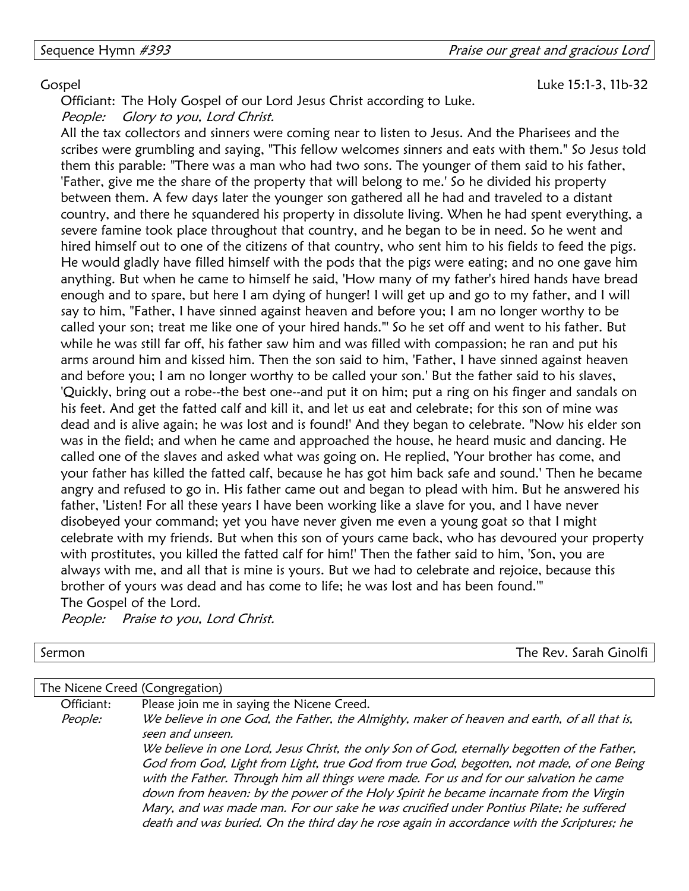Sequence Hymn *#393* *Praise our great and gracious Lord*

Gospel Luke 15:1-3, 11b-32

Officiant: The Holy Gospel of our Lord Jesus Christ according to Luke.

*People: Glory to you, Lord Christ.*

All the tax collectors and sinners were coming near to listen to Jesus. And the Pharisees and the scribes were grumbling and saying, "This fellow welcomes sinners and eats with them." So Jesus told them this parable: "There was a man who had two sons. The younger of them said to his father, 'Father, give me the share of the property that will belong to me.' So he divided his property between them. A few days later the younger son gathered all he had and traveled to a distant country, and there he squandered his property in dissolute living. When he had spent everything, a severe famine took place throughout that country, and he began to be in need. So he went and hired himself out to one of the citizens of that country, who sent him to his fields to feed the pigs. He would gladly have filled himself with the pods that the pigs were eating; and no one gave him anything. But when he came to himself he said, 'How many of my father's hired hands have bread enough and to spare, but here I am dying of hunger! I will get up and go to my father, and I will say to him, "Father, I have sinned against heaven and before you; I am no longer worthy to be called your son; treat me like one of your hired hands."' So he set off and went to his father. But while he was still far off, his father saw him and was filled with compassion; he ran and put his arms around him and kissed him. Then the son said to him, 'Father, I have sinned against heaven and before you; I am no longer worthy to be called your son.' But the father said to his slaves, 'Quickly, bring out a robe--the best one--and put it on him; put a ring on his finger and sandals on his feet. And get the fatted calf and kill it, and let us eat and celebrate; for this son of mine was dead and is alive again; he was lost and is found!' And they began to celebrate. "Now his elder son was in the field; and when he came and approached the house, he heard music and dancing. He called one of the slaves and asked what was going on. He replied, 'Your brother has come, and your father has killed the fatted calf, because he has got him back safe and sound.' Then he became angry and refused to go in. His father came out and began to plead with him. But he answered his father, 'Listen! For all these years I have been working like a slave for you, and I have never disobeyed your command; yet you have never given me even a young goat so that I might celebrate with my friends. But when this son of yours came back, who has devoured your property with prostitutes, you killed the fatted calf for him!' Then the father said to him, 'Son, you are always with me, and all that is mine is yours. But we had to celebrate and rejoice, because this brother of yours was dead and has come to life; he was lost and has been found.'"

The Gospel of the Lord.

*People: Praise to you, Lord Christ.*

Sermon The Rev. Sarah Ginolfi

The Nicene Creed (Congregation)

Officiant: Please join me in saying the Nicene Creed.

*People: We believe in one God, the Father, the Almighty, maker of heaven and earth, of all that is, seen and unseen.*

*We believe in one Lord, Jesus Christ, the only Son of God, eternally begotten of the Father, God from God, Light from Light, true God from true God, begotten, not made, of one Being with the Father. Through him all things were made. For us and for our salvation he came down from heaven: by the power of the Holy Spirit he became incarnate from the Virgin Mary, and was made man. For our sake he was crucified under Pontius Pilate; he suffered death and was buried. On the third day he rose again in accordance with the Scriptures; he*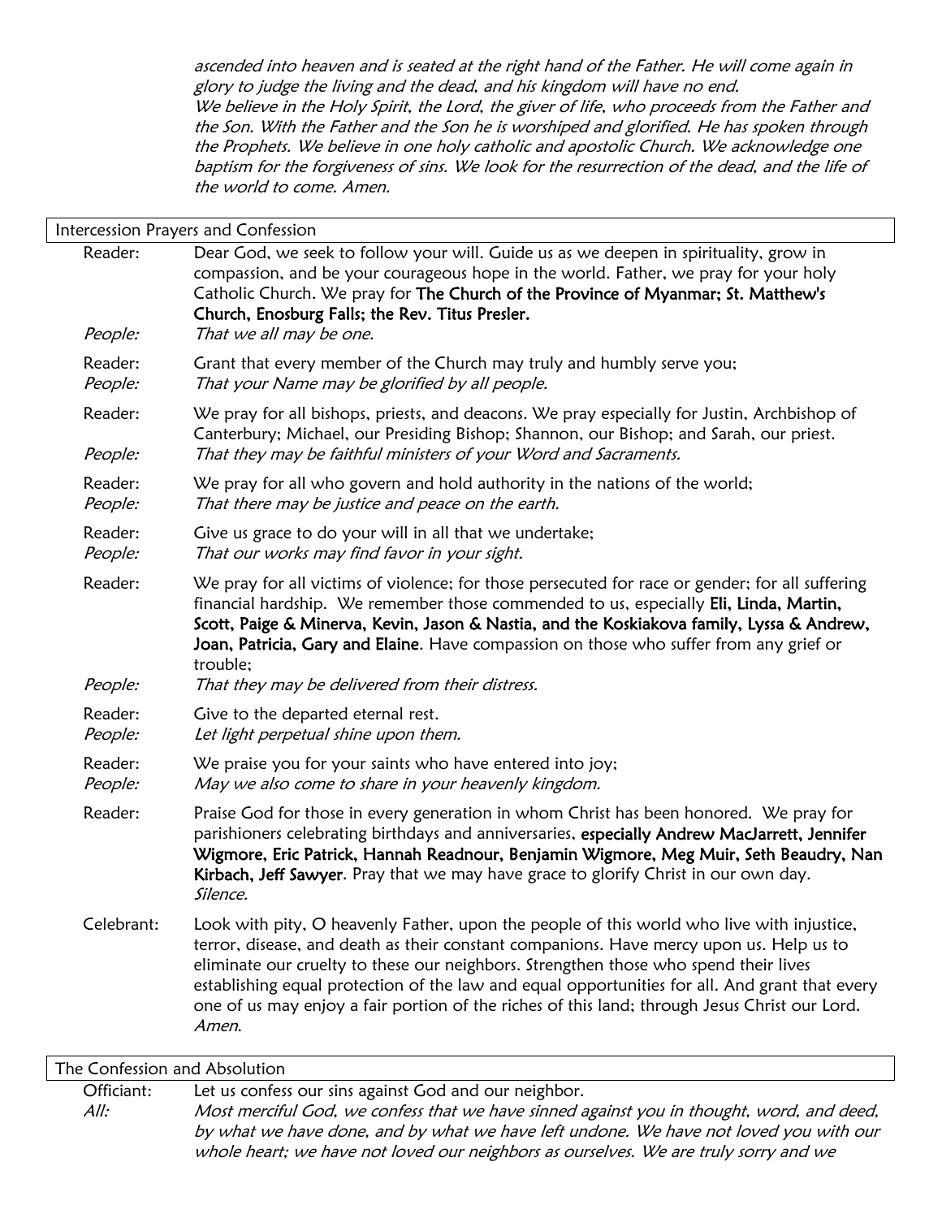*ascended into heaven and is seated at the right hand of the Father. He will come again in glory to judge the living and the dead, and his kingdom will have no end.*
*We believe in the Holy Spirit, the Lord, the giver of life, who proceeds from the Father and the Son. With the Father and the Son he is worshiped and glorified. He has spoken through the Prophets. We believe in one holy catholic and apostolic Church. We acknowledge one baptism for the forgiveness of sins. We look for the resurrection of the dead, and the life of the world to come. Amen.*

## Intercession Prayers and Confession

Reader: Dear God, we seek to follow your will. Guide us as we deepen in spirituality, grow in compassion, and be your courageous hope in the world. Father, we pray for your holy Catholic Church. We pray for **The Church of the Province of Myanmar; St. Matthew's Church, Enosburg Falls; the Rev. Titus Presler.**
*People: That we all may be one.*

Reader: Grant that every member of the Church may truly and humbly serve you;
*People: That your Name may be glorified by all people.*

Reader: We pray for all bishops, priests, and deacons. We pray especially for Justin, Archbishop of Canterbury; Michael, our Presiding Bishop; Shannon, our Bishop; and Sarah, our priest.
*People: That they may be faithful ministers of your Word and Sacraments.*

Reader: We pray for all who govern and hold authority in the nations of the world;
*People: That there may be justice and peace on the earth.*

Reader: Give us grace to do your will in all that we undertake;
*People: That our works may find favor in your sight.*

Reader: We pray for all victims of violence; for those persecuted for race or gender; for all suffering financial hardship. We remember those commended to us, especially **Eli, Linda, Martin, Scott, Paige & Minerva, Kevin, Jason & Nastia, and the Koskiakova family, Lyssa & Andrew, Joan, Patricia, Gary and Elaine**. Have compassion on those who suffer from any grief or trouble;
*People: That they may be delivered from their distress.*

Reader: Give to the departed eternal rest.
*People: Let light perpetual shine upon them.*

Reader: We praise you for your saints who have entered into joy;
*People: May we also come to share in your heavenly kingdom.*

Reader: Praise God for those in every generation in whom Christ has been honored. We pray for parishioners celebrating birthdays and anniversaries, **especially Andrew MacJarrett, Jennifer Wigmore, Eric Patrick, Hannah Readnour, Benjamin Wigmore, Meg Muir, Seth Beaudry, Nan Kirbach, Jeff Sawyer**. Pray that we may have grace to glorify Christ in our own day.
*Silence.*

Celebrant: Look with pity, O heavenly Father, upon the people of this world who live with injustice, terror, disease, and death as their constant companions. Have mercy upon us. Help us to eliminate our cruelty to these our neighbors. Strengthen those who spend their lives establishing equal protection of the law and equal opportunities for all. And grant that every one of us may enjoy a fair portion of the riches of this land; through Jesus Christ our Lord. *Amen.*

## The Confession and Absolution

Officiant: Let us confess our sins against God and our neighbor.
*All: Most merciful God, we confess that we have sinned against you in thought, word, and deed, by what we have done, and by what we have left undone. We have not loved you with our whole heart; we have not loved our neighbors as ourselves. We are truly sorry and we*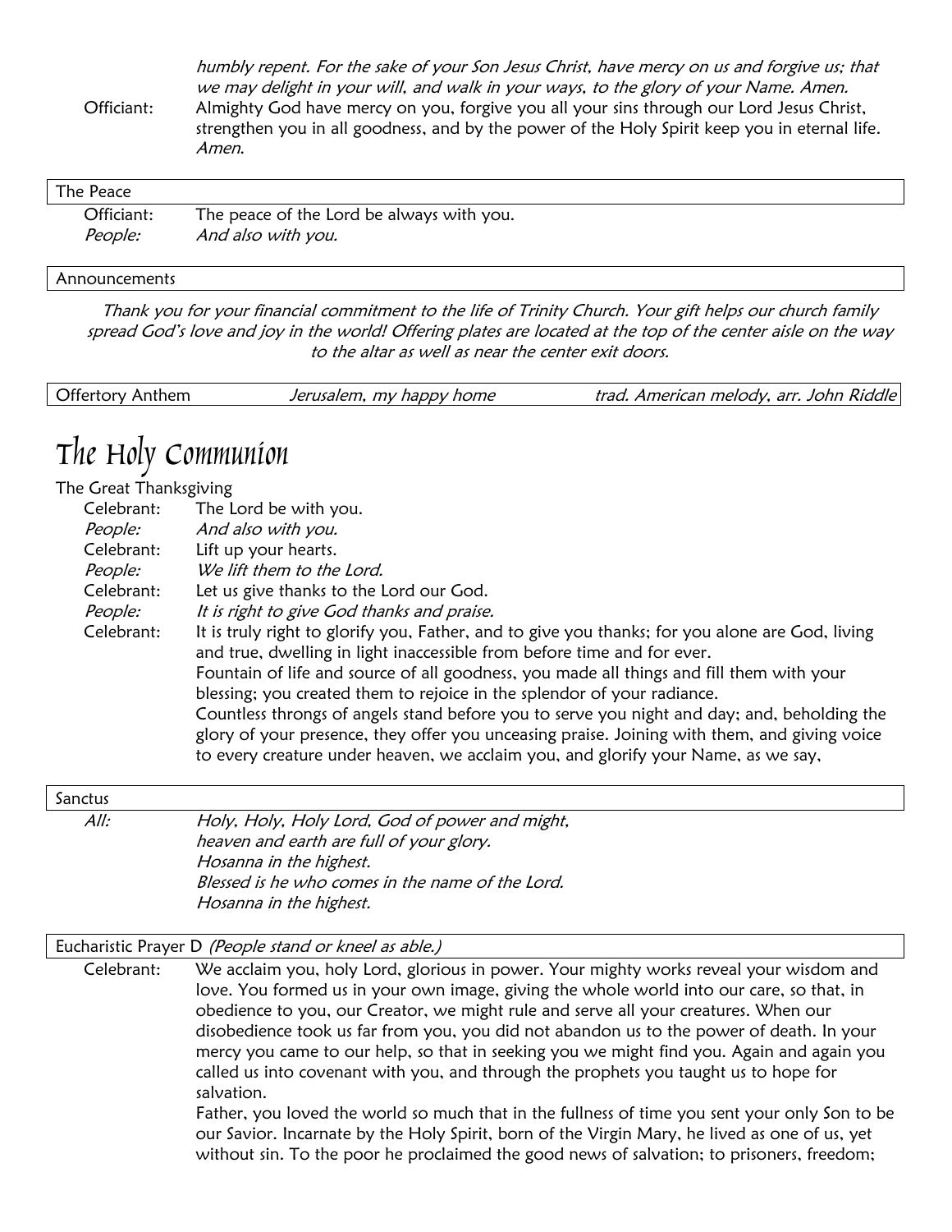*humbly repent. For the sake of your Son Jesus Christ, have mercy on us and forgive us; that we may delight in your will, and walk in your ways, to the glory of your Name. Amen.*

Officiant: Almighty God have mercy on you, forgive you all your sins through our Lord Jesus Christ, strengthen you in all goodness, and by the power of the Holy Spirit keep you in eternal life. *Amen.*

### The Peace

Officiant: The peace of the Lord be always with you.
*People: And also with you.*

### Announcements

*Thank you for your financial commitment to the life of Trinity Church. Your gift helps our church family spread God's love and joy in the world! Offering plates are located at the top of the center aisle on the way to the altar as well as near the center exit doors.*

### Offertory Anthem — *Jerusalem, my happy home* — *trad. American melody, arr. John Riddle*

# The Holy Communion

### The Great Thanksgiving

Celebrant: The Lord be with you.
*People: And also with you.*
Celebrant: Lift up your hearts.
*People: We lift them to the Lord.*
Celebrant: Let us give thanks to the Lord our God.
*People: It is right to give God thanks and praise.*
Celebrant: It is truly right to glorify you, Father, and to give you thanks; for you alone are God, living and true, dwelling in light inaccessible from before time and for ever.
Fountain of life and source of all goodness, you made all things and fill them with your blessing; you created them to rejoice in the splendor of your radiance.
Countless throngs of angels stand before you to serve you night and day; and, beholding the glory of your presence, they offer you unceasing praise. Joining with them, and giving voice to every creature under heaven, we acclaim you, and glorify your Name, as we say,

### Sanctus

*All: Holy, Holy, Holy Lord, God of power and might,*
*heaven and earth are full of your glory.*
*Hosanna in the highest.*
*Blessed is he who comes in the name of the Lord.*
*Hosanna in the highest.*

### Eucharistic Prayer D *(People stand or kneel as able.)*

Celebrant: We acclaim you, holy Lord, glorious in power. Your mighty works reveal your wisdom and love. You formed us in your own image, giving the whole world into our care, so that, in obedience to you, our Creator, we might rule and serve all your creatures. When our disobedience took us far from you, you did not abandon us to the power of death. In your mercy you came to our help, so that in seeking you we might find you. Again and again you called us into covenant with you, and through the prophets you taught us to hope for salvation.
Father, you loved the world so much that in the fullness of time you sent your only Son to be our Savior. Incarnate by the Holy Spirit, born of the Virgin Mary, he lived as one of us, yet without sin. To the poor he proclaimed the good news of salvation; to prisoners, freedom;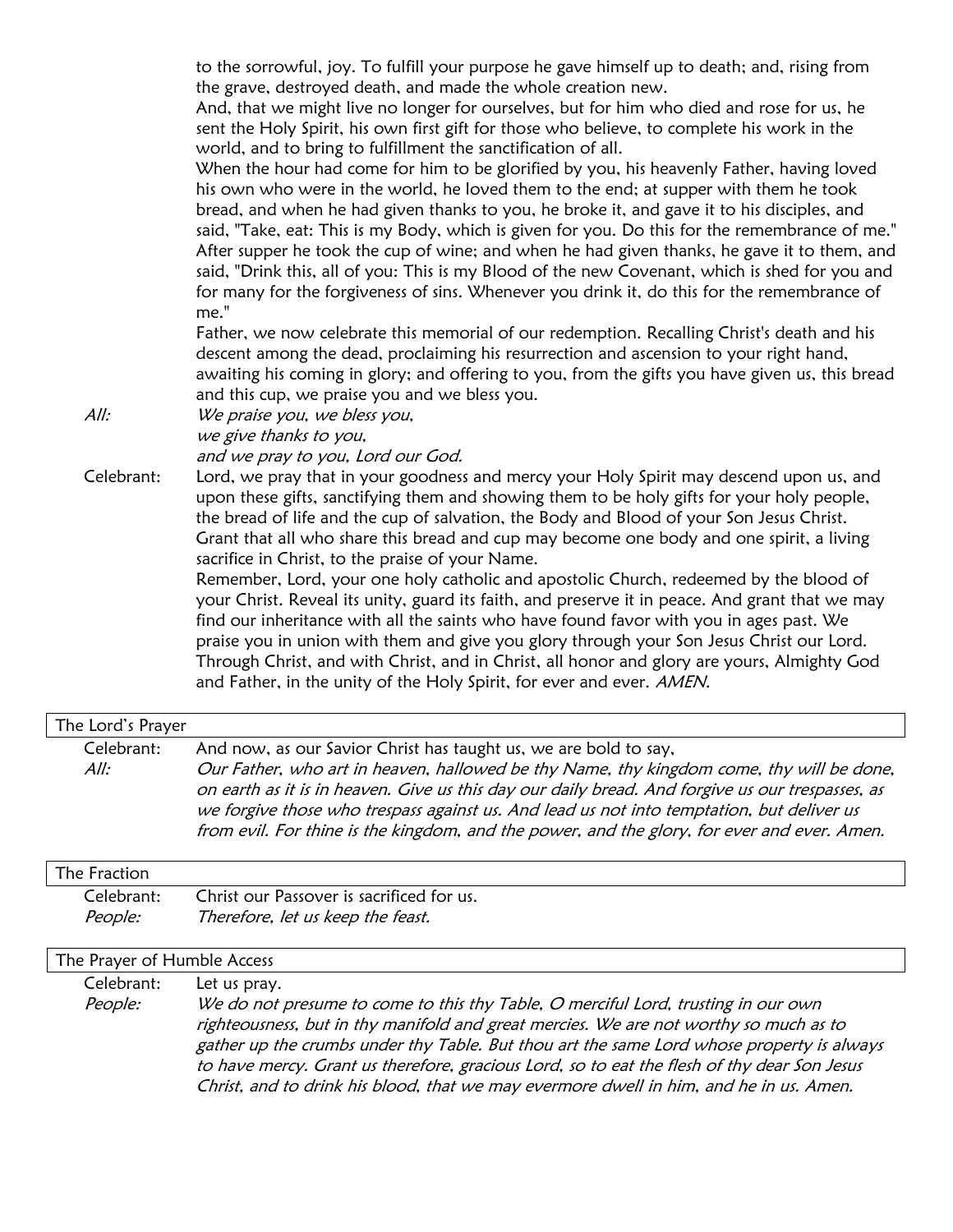to the sorrowful, joy. To fulfill your purpose he gave himself up to death; and, rising from the grave, destroyed death, and made the whole creation new.
And, that we might live no longer for ourselves, but for him who died and rose for us, he sent the Holy Spirit, his own first gift for those who believe, to complete his work in the world, and to bring to fulfillment the sanctification of all.
When the hour had come for him to be glorified by you, his heavenly Father, having loved his own who were in the world, he loved them to the end; at supper with them he took bread, and when he had given thanks to you, he broke it, and gave it to his disciples, and said, "Take, eat: This is my Body, which is given for you. Do this for the remembrance of me."
After supper he took the cup of wine; and when he had given thanks, he gave it to them, and said, "Drink this, all of you: This is my Blood of the new Covenant, which is shed for you and for many for the forgiveness of sins. Whenever you drink it, do this for the remembrance of me."
Father, we now celebrate this memorial of our redemption. Recalling Christ's death and his descent among the dead, proclaiming his resurrection and ascension to your right hand, awaiting his coming in glory; and offering to you, from the gifts you have given us, this bread and this cup, we praise you and we bless you.

*All:* *We praise you, we bless you,*
*we give thanks to you,*
*and we pray to you, Lord our God.*

Celebrant: Lord, we pray that in your goodness and mercy your Holy Spirit may descend upon us, and upon these gifts, sanctifying them and showing them to be holy gifts for your holy people, the bread of life and the cup of salvation, the Body and Blood of your Son Jesus Christ. Grant that all who share this bread and cup may become one body and one spirit, a living sacrifice in Christ, to the praise of your Name.
Remember, Lord, your one holy catholic and apostolic Church, redeemed by the blood of your Christ. Reveal its unity, guard its faith, and preserve it in peace. And grant that we may find our inheritance with all the saints who have found favor with you in ages past. We praise you in union with them and give you glory through your Son Jesus Christ our Lord.
Through Christ, and with Christ, and in Christ, all honor and glory are yours, Almighty God and Father, in the unity of the Holy Spirit, for ever and ever. *AMEN.*

## The Lord's Prayer

Celebrant: And now, as our Savior Christ has taught us, we are bold to say,

*All:* *Our Father, who art in heaven, hallowed be thy Name, thy kingdom come, thy will be done, on earth as it is in heaven. Give us this day our daily bread. And forgive us our trespasses, as we forgive those who trespass against us. And lead us not into temptation, but deliver us from evil. For thine is the kingdom, and the power, and the glory, for ever and ever. Amen.*

## The Fraction

Celebrant: Christ our Passover is sacrificed for us.

*People:* *Therefore, let us keep the feast.*

## The Prayer of Humble Access

Celebrant: Let us pray.

*People:* *We do not presume to come to this thy Table, O merciful Lord, trusting in our own righteousness, but in thy manifold and great mercies. We are not worthy so much as to gather up the crumbs under thy Table. But thou art the same Lord whose property is always to have mercy. Grant us therefore, gracious Lord, so to eat the flesh of thy dear Son Jesus Christ, and to drink his blood, that we may evermore dwell in him, and he in us. Amen.*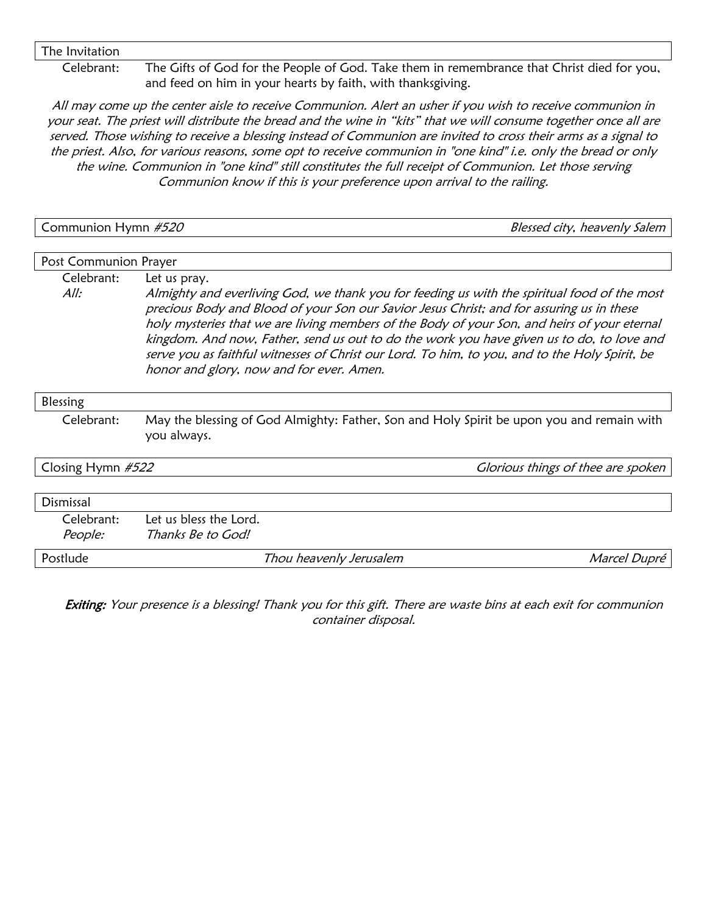### The Invitation

Celebrant: The Gifts of God for the People of God. Take them in remembrance that Christ died for you, and feed on him in your hearts by faith, with thanksgiving.

*All may come up the center aisle to receive Communion. Alert an usher if you wish to receive communion in your seat. The priest will distribute the bread and the wine in "kits" that we will consume together once all are served. Those wishing to receive a blessing instead of Communion are invited to cross their arms as a signal to the priest. Also, for various reasons, some opt to receive communion in "one kind" i.e. only the bread or only the wine. Communion in "one kind" still constitutes the full receipt of Communion. Let those serving Communion know if this is your preference upon arrival to the railing.*

### Communion Hymn *#520* — *Blessed city, heavenly Salem*

### Post Communion Prayer

Celebrant: Let us pray.

*All:* *Almighty and everliving God, we thank you for feeding us with the spiritual food of the most precious Body and Blood of your Son our Savior Jesus Christ; and for assuring us in these holy mysteries that we are living members of the Body of your Son, and heirs of your eternal kingdom. And now, Father, send us out to do the work you have given us to do, to love and serve you as faithful witnesses of Christ our Lord. To him, to you, and to the Holy Spirit, be honor and glory, now and for ever. Amen.*

### Blessing

Celebrant: May the blessing of God Almighty: Father, Son and Holy Spirit be upon you and remain with you always.

### Closing Hymn *#522* — *Glorious things of thee are spoken*

### Dismissal

Celebrant: Let us bless the Lord.

*People:* *Thanks Be to God!*

### Postlude — *Thou heavenly Jerusalem* — *Marcel Dupré*

***Exiting:*** *Your presence is a blessing! Thank you for this gift. There are waste bins at each exit for communion container disposal.*